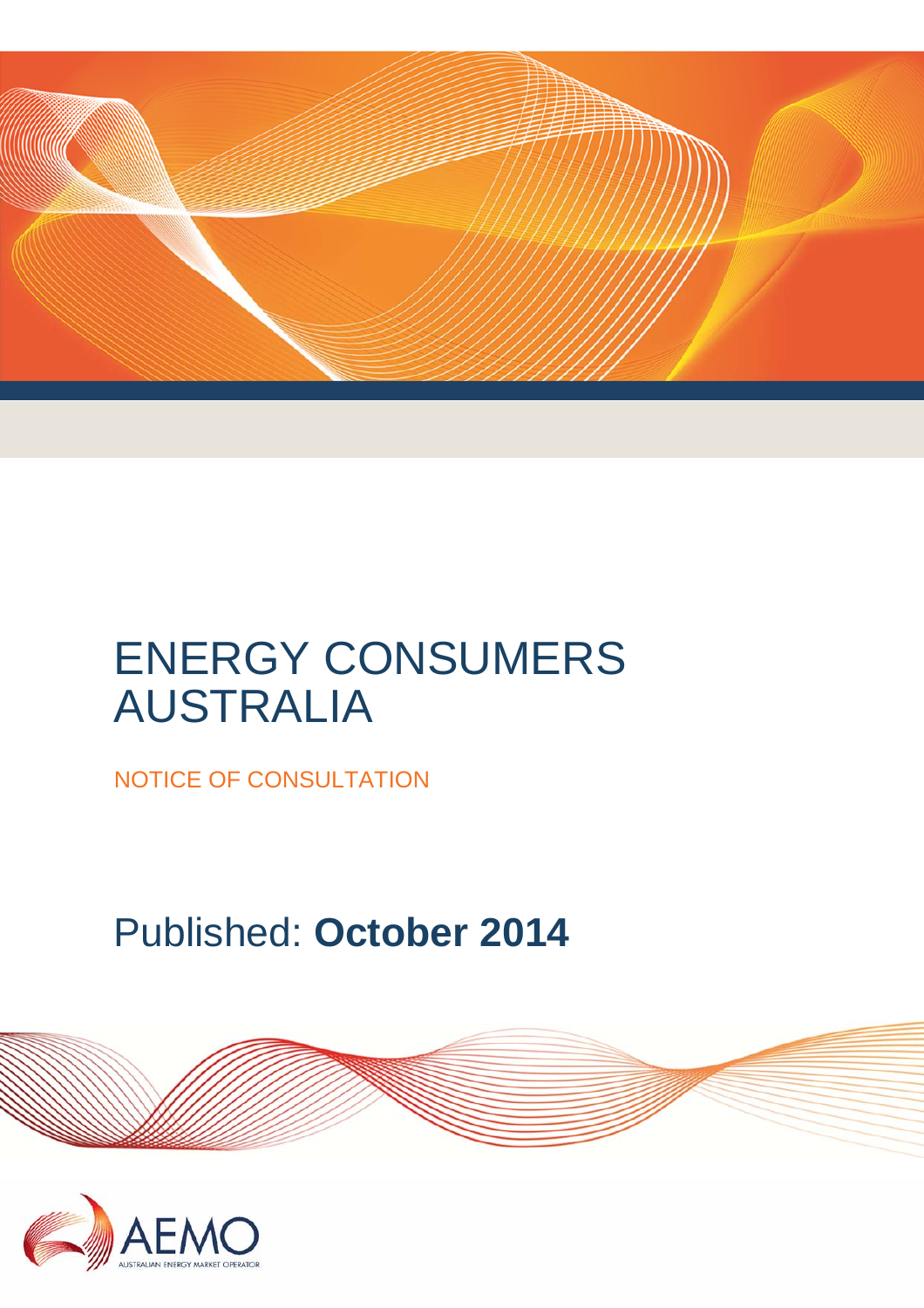# ENERGY CONSUMERS AUSTRALIA

NOTICE OF CONSULTATION

Published: **October 2014**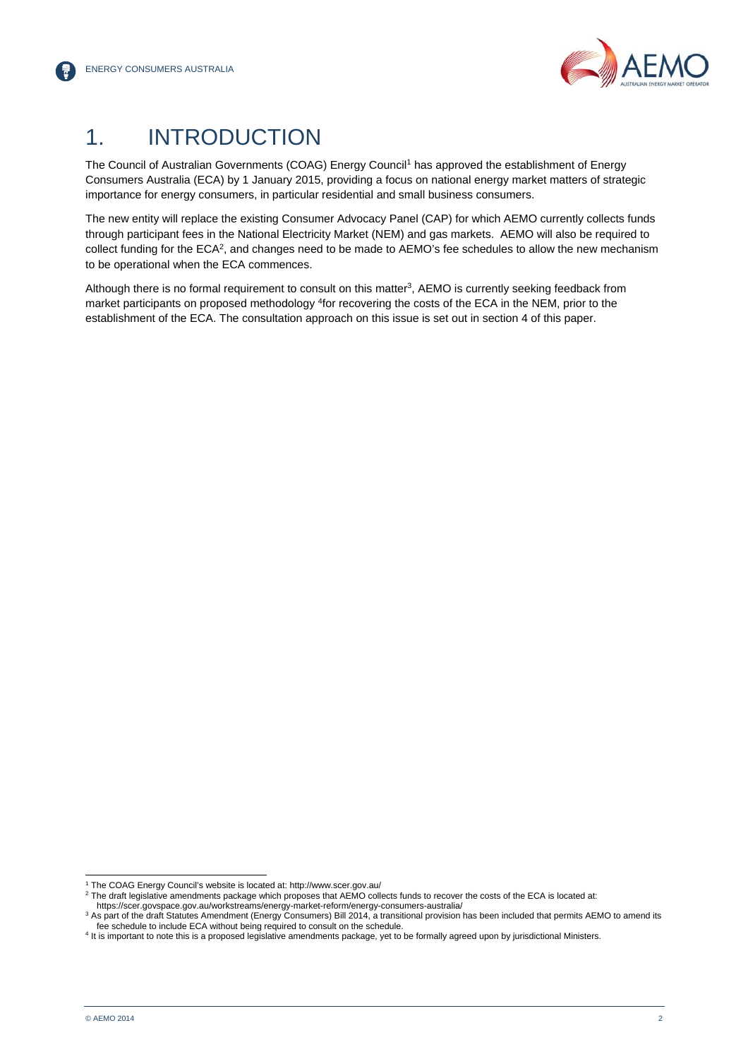# 1. INTRODUCTION

The Council of Australian Governments (COAG) Energy Council[1] has approved the establishment of Energy Consumers Australia (ECA) by 1 January 2015, providing a focus on national energy market matters of strategic importance for energy consumers, in particular residential and small business consumers.

The new entity will replace the existing Consumer Advocacy Panel (CAP) for which AEMO currently collects funds through participant fees in the National Electricity Market (NEM) and gas markets. AEMO will also be required to collect funding for the ECA[2], and changes need to be made to AEMO's fee schedules to allow the new mechanism to be operational when the ECA commences.

Although there is no formal requirement to consult on this matter[3], AEMO is currently seeking feedback from market participants on proposed methodology [4]for recovering the costs of the ECA in the NEM, prior to the establishment of the ECA. The consultation approach on this issue is set out in section 4 of this paper.

---

[1] The COAG Energy Council's website is located at: http://www.scer.gov.au/

[2] The draft legislative amendments package which proposes that AEMO collects funds to recover the costs of the ECA is located at: https://scer.govspace.gov.au/workstreams/energy-market-reform/energy-consumers-australia/

[3] As part of the draft Statutes Amendment (Energy Consumers) Bill 2014, a transitional provision has been included that permits AEMO to amend its fee schedule to include ECA without being required to consult on the schedule.

[4] It is important to note this is a proposed legislative amendments package, yet to be formally agreed upon by jurisdictional Ministers.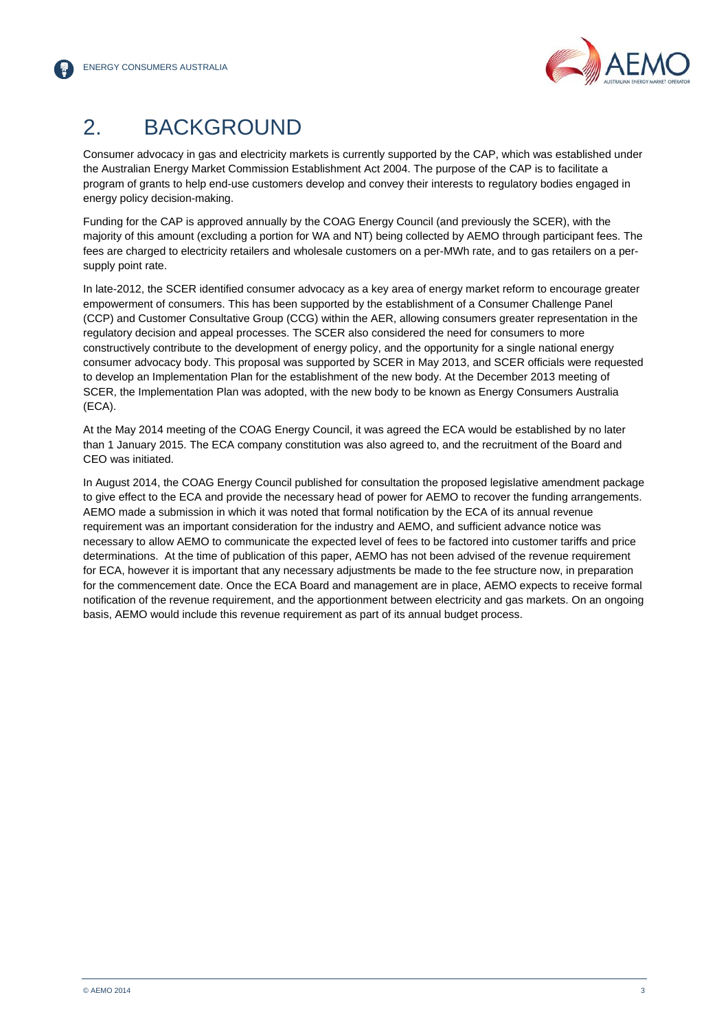# 2. BACKGROUND

Consumer advocacy in gas and electricity markets is currently supported by the CAP, which was established under the Australian Energy Market Commission Establishment Act 2004. The purpose of the CAP is to facilitate a program of grants to help end-use customers develop and convey their interests to regulatory bodies engaged in energy policy decision-making.

Funding for the CAP is approved annually by the COAG Energy Council (and previously the SCER), with the majority of this amount (excluding a portion for WA and NT) being collected by AEMO through participant fees. The fees are charged to electricity retailers and wholesale customers on a per-MWh rate, and to gas retailers on a per-supply point rate.

In late-2012, the SCER identified consumer advocacy as a key area of energy market reform to encourage greater empowerment of consumers. This has been supported by the establishment of a Consumer Challenge Panel (CCP) and Customer Consultative Group (CCG) within the AER, allowing consumers greater representation in the regulatory decision and appeal processes. The SCER also considered the need for consumers to more constructively contribute to the development of energy policy, and the opportunity for a single national energy consumer advocacy body. This proposal was supported by SCER in May 2013, and SCER officials were requested to develop an Implementation Plan for the establishment of the new body. At the December 2013 meeting of SCER, the Implementation Plan was adopted, with the new body to be known as Energy Consumers Australia (ECA).

At the May 2014 meeting of the COAG Energy Council, it was agreed the ECA would be established by no later than 1 January 2015. The ECA company constitution was also agreed to, and the recruitment of the Board and CEO was initiated.

In August 2014, the COAG Energy Council published for consultation the proposed legislative amendment package to give effect to the ECA and provide the necessary head of power for AEMO to recover the funding arrangements. AEMO made a submission in which it was noted that formal notification by the ECA of its annual revenue requirement was an important consideration for the industry and AEMO, and sufficient advance notice was necessary to allow AEMO to communicate the expected level of fees to be factored into customer tariffs and price determinations. At the time of publication of this paper, AEMO has not been advised of the revenue requirement for ECA, however it is important that any necessary adjustments be made to the fee structure now, in preparation for the commencement date. Once the ECA Board and management are in place, AEMO expects to receive formal notification of the revenue requirement, and the apportionment between electricity and gas markets. On an ongoing basis, AEMO would include this revenue requirement as part of its annual budget process.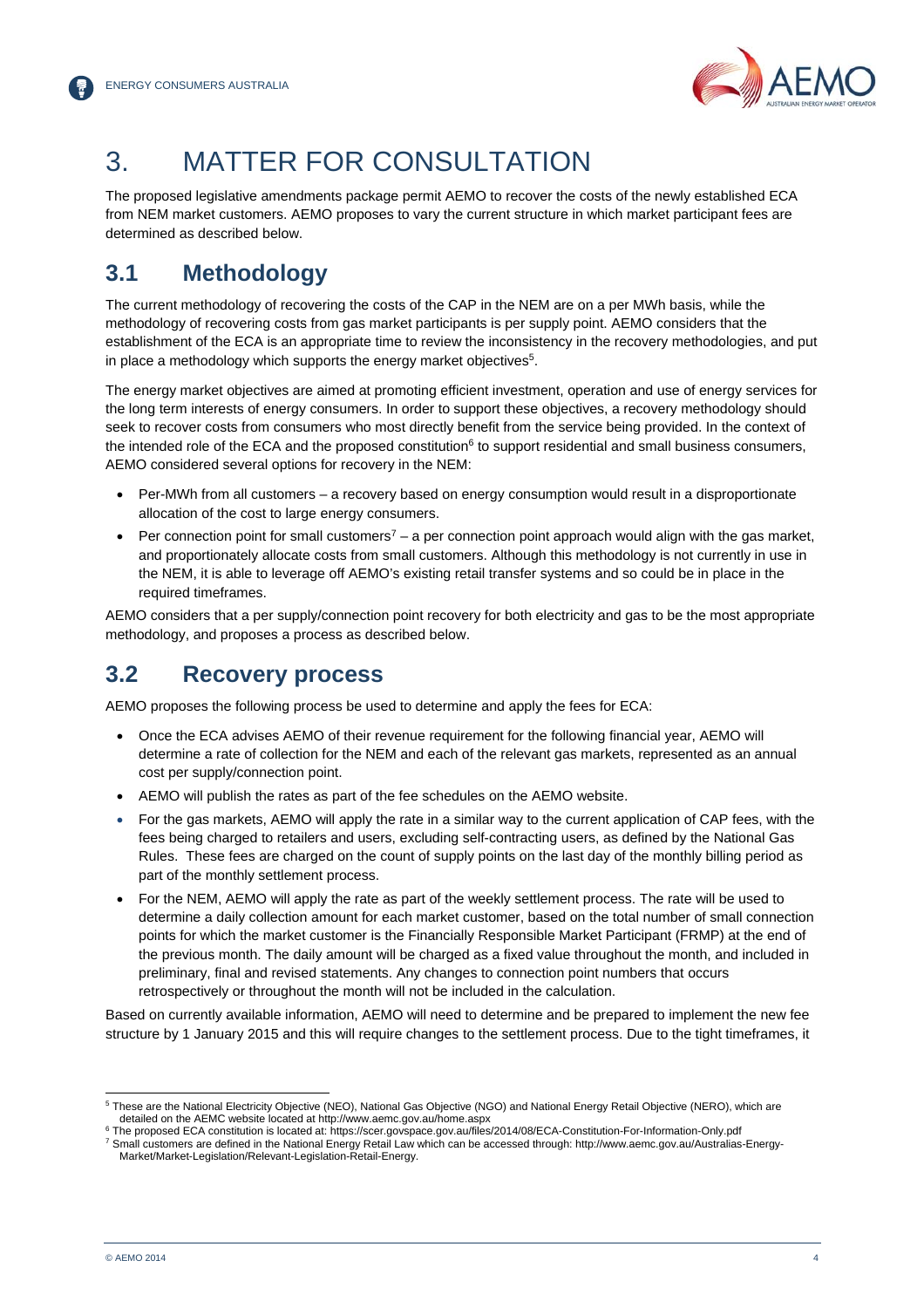# 3. MATTER FOR CONSULTATION

The proposed legislative amendments package permit AEMO to recover the costs of the newly established ECA from NEM market customers. AEMO proposes to vary the current structure in which market participant fees are determined as described below.

## 3.1 Methodology

The current methodology of recovering the costs of the CAP in the NEM are on a per MWh basis, while the methodology of recovering costs from gas market participants is per supply point. AEMO considers that the establishment of the ECA is an appropriate time to review the inconsistency in the recovery methodologies, and put in place a methodology which supports the energy market objectives[5].

The energy market objectives are aimed at promoting efficient investment, operation and use of energy services for the long term interests of energy consumers. In order to support these objectives, a recovery methodology should seek to recover costs from consumers who most directly benefit from the service being provided. In the context of the intended role of the ECA and the proposed constitution[6] to support residential and small business consumers, AEMO considered several options for recovery in the NEM:

- Per-MWh from all customers – a recovery based on energy consumption would result in a disproportionate allocation of the cost to large energy consumers.
- Per connection point for small customers[7] – a per connection point approach would align with the gas market, and proportionately allocate costs from small customers. Although this methodology is not currently in use in the NEM, it is able to leverage off AEMO's existing retail transfer systems and so could be in place in the required timeframes.

AEMO considers that a per supply/connection point recovery for both electricity and gas to be the most appropriate methodology, and proposes a process as described below.

## 3.2 Recovery process

AEMO proposes the following process be used to determine and apply the fees for ECA:

- Once the ECA advises AEMO of their revenue requirement for the following financial year, AEMO will determine a rate of collection for the NEM and each of the relevant gas markets, represented as an annual cost per supply/connection point.
- AEMO will publish the rates as part of the fee schedules on the AEMO website.
- For the gas markets, AEMO will apply the rate in a similar way to the current application of CAP fees, with the fees being charged to retailers and users, excluding self-contracting users, as defined by the National Gas Rules. These fees are charged on the count of supply points on the last day of the monthly billing period as part of the monthly settlement process.
- For the NEM, AEMO will apply the rate as part of the weekly settlement process. The rate will be used to determine a daily collection amount for each market customer, based on the total number of small connection points for which the market customer is the Financially Responsible Market Participant (FRMP) at the end of the previous month. The daily amount will be charged as a fixed value throughout the month, and included in preliminary, final and revised statements. Any changes to connection point numbers that occurs retrospectively or throughout the month will not be included in the calculation.

Based on currently available information, AEMO will need to determine and be prepared to implement the new fee structure by 1 January 2015 and this will require changes to the settlement process. Due to the tight timeframes, it

---

[5] These are the National Electricity Objective (NEO), National Gas Objective (NGO) and National Energy Retail Objective (NERO), which are detailed on the AEMC website located at http://www.aemc.gov.au/home.aspx

[6] The proposed ECA constitution is located at: https://scer.govspace.gov.au/files/2014/08/ECA-Constitution-For-Information-Only.pdf

[7] Small customers are defined in the National Energy Retail Law which can be accessed through: http://www.aemc.gov.au/Australias-Energy-Market/Market-Legislation/Relevant-Legislation-Retail-Energy.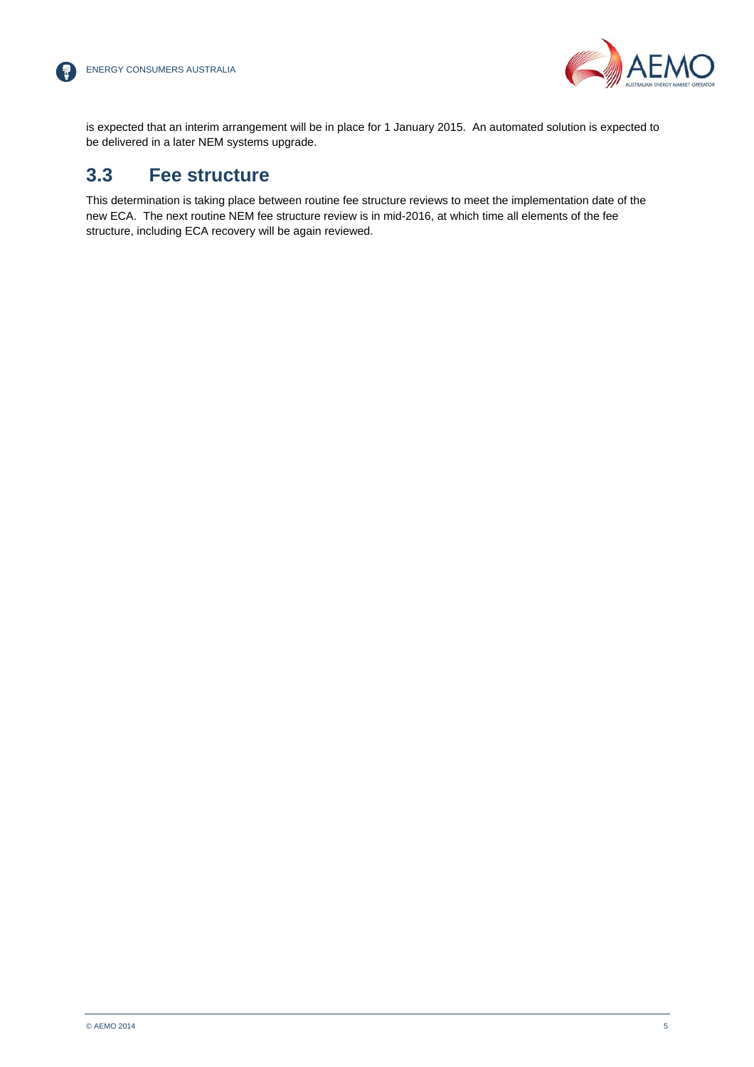is expected that an interim arrangement will be in place for 1 January 2015. An automated solution is expected to be delivered in a later NEM systems upgrade.

## 3.3 Fee structure

This determination is taking place between routine fee structure reviews to meet the implementation date of the new ECA. The next routine NEM fee structure review is in mid-2016, at which time all elements of the fee structure, including ECA recovery will be again reviewed.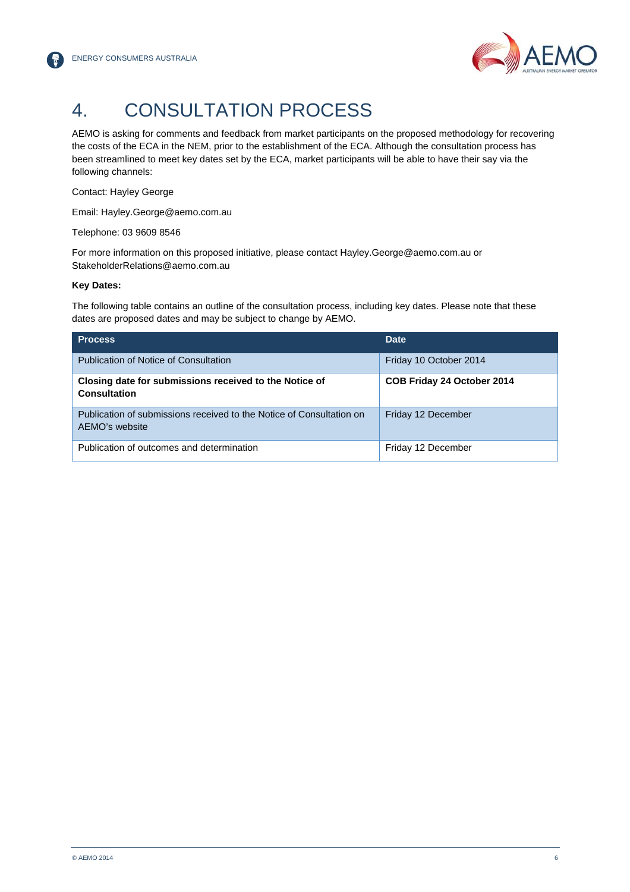# 4. CONSULTATION PROCESS

AEMO is asking for comments and feedback from market participants on the proposed methodology for recovering the costs of the ECA in the NEM, prior to the establishment of the ECA. Although the consultation process has been streamlined to meet key dates set by the ECA, market participants will be able to have their say via the following channels:

Contact: Hayley George

Email: Hayley.George@aemo.com.au

Telephone: 03 9609 8546

For more information on this proposed initiative, please contact Hayley.George@aemo.com.au or StakeholderRelations@aemo.com.au

**Key Dates:**

The following table contains an outline of the consultation process, including key dates. Please note that these dates are proposed dates and may be subject to change by AEMO.

| Process | Date |
| --- | --- |
| Publication of Notice of Consultation | Friday 10 October 2014 |
| **Closing date for submissions received to the Notice of Consultation** | **COB Friday 24 October 2014** |
| Publication of submissions received to the Notice of Consultation on AEMO's website | Friday 12 December |
| Publication of outcomes and determination | Friday 12 December |